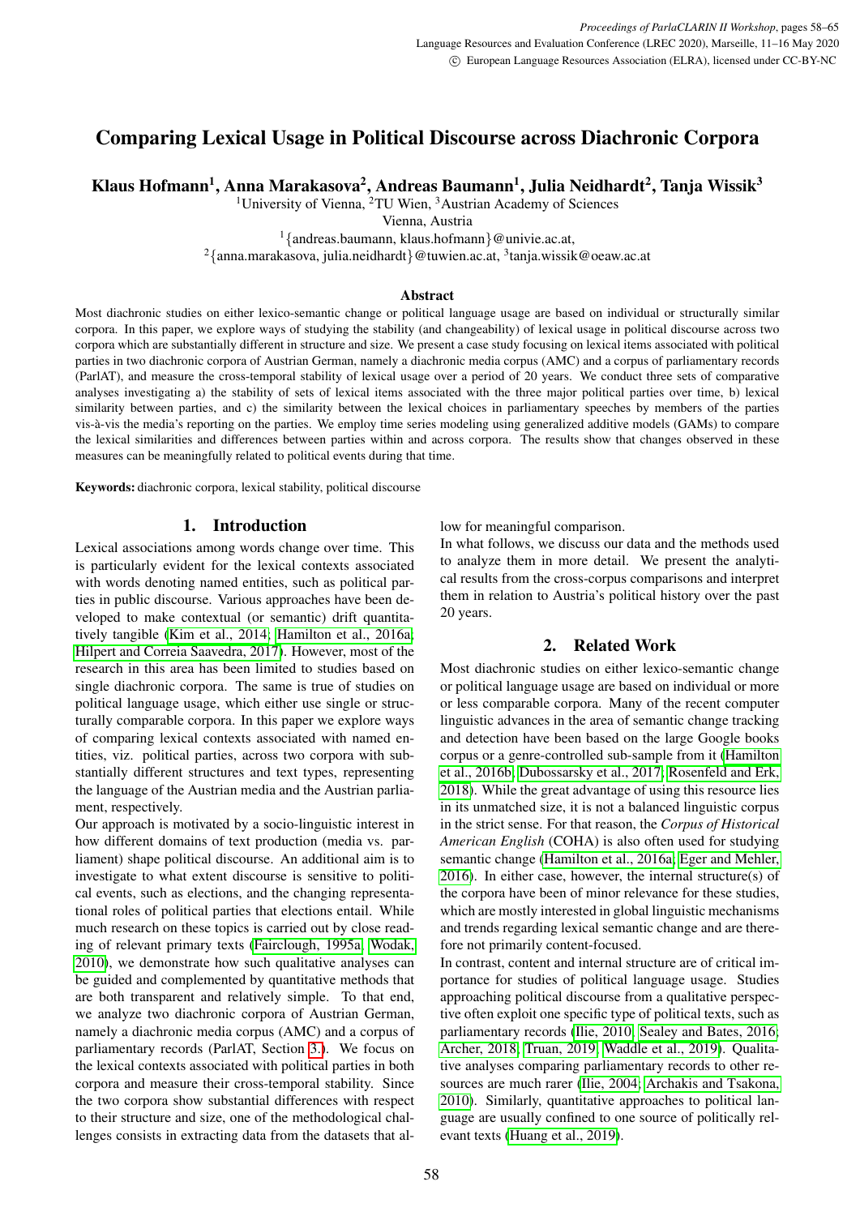# Comparing Lexical Usage in Political Discourse across Diachronic Corpora

**Klaus Hofmann[1], Anna Marakasova[2], Andreas Baumann[1], Julia Neidhardt[2], Tanja Wissik[3]**

[1]University of Vienna, [2]TU Wien, [3]Austrian Academy of Sciences
Vienna, Austria
[1]{andreas.baumann, klaus.hofmann}@univie.ac.at,
[2]{anna.marakasova, julia.neidhardt}@tuwien.ac.at, [3]tanja.wissik@oeaw.ac.at

### Abstract

Most diachronic studies on either lexico-semantic change or political language usage are based on individual or structurally similar corpora. In this paper, we explore ways of studying the stability (and changeability) of lexical usage in political discourse across two corpora which are substantially different in structure and size. We present a case study focusing on lexical items associated with political parties in two diachronic corpora of Austrian German, namely a diachronic media corpus (AMC) and a corpus of parliamentary records (ParlAT), and measure the cross-temporal stability of lexical usage over a period of 20 years. We conduct three sets of comparative analyses investigating a) the stability of sets of lexical items associated with the three major political parties over time, b) lexical similarity between parties, and c) the similarity between the lexical choices in parliamentary speeches by members of the parties vis-à-vis the media's reporting on the parties. We employ time series modeling using generalized additive models (GAMs) to compare the lexical similarities and differences between parties within and across corpora. The results show that changes observed in these measures can be meaningfully related to political events during that time.

**Keywords:** diachronic corpora, lexical stability, political discourse

## 1. Introduction

Lexical associations among words change over time. This is particularly evident for the lexical contexts associated with words denoting named entities, such as political parties in public discourse. Various approaches have been developed to make contextual (or semantic) drift quantitatively tangible (Kim et al., 2014; Hamilton et al., 2016a; Hilpert and Correia Saavedra, 2017). However, most of the research in this area has been limited to studies based on single diachronic corpora. The same is true of studies on political language usage, which either use single or structurally comparable corpora. In this paper we explore ways of comparing lexical contexts associated with named entities, viz. political parties, across two corpora with substantially different structures and text types, representing the language of the Austrian media and the Austrian parliament, respectively.

Our approach is motivated by a socio-linguistic interest in how different domains of text production (media vs. parliament) shape political discourse. An additional aim is to investigate to what extent discourse is sensitive to political events, such as elections, and the changing representational roles of political parties that elections entail. While much research on these topics is carried out by close reading of relevant primary texts (Fairclough, 1995a; Wodak, 2010), we demonstrate how such qualitative analyses can be guided and complemented by quantitative methods that are both transparent and relatively simple. To that end, we analyze two diachronic corpora of Austrian German, namely a diachronic media corpus (AMC) and a corpus of parliamentary records (ParlAT, Section 3.). We focus on the lexical contexts associated with political parties in both corpora and measure their cross-temporal stability. Since the two corpora show substantial differences with respect to their structure and size, one of the methodological challenges consists in extracting data from the datasets that allow for meaningful comparison.

In what follows, we discuss our data and the methods used to analyze them in more detail. We present the analytical results from the cross-corpus comparisons and interpret them in relation to Austria's political history over the past 20 years.

## 2. Related Work

Most diachronic studies on either lexico-semantic change or political language usage are based on individual or more or less comparable corpora. Many of the recent computer linguistic advances in the area of semantic change tracking and detection have been based on the large Google books corpus or a genre-controlled sub-sample from it (Hamilton et al., 2016b; Dubossarsky et al., 2017; Rosenfeld and Erk, 2018). While the great advantage of using this resource lies in its unmatched size, it is not a balanced linguistic corpus in the strict sense. For that reason, the *Corpus of Historical American English* (COHA) is also often used for studying semantic change (Hamilton et al., 2016a; Eger and Mehler, 2016). In either case, however, the internal structure(s) of the corpora have been of minor relevance for these studies, which are mostly interested in global linguistic mechanisms and trends regarding lexical semantic change and are therefore not primarily content-focused.

In contrast, content and internal structure are of critical importance for studies of political language usage. Studies approaching political discourse from a qualitative perspective often exploit one specific type of political texts, such as parliamentary records (Ilie, 2010; Sealey and Bates, 2016; Archer, 2018; Truan, 2019; Waddle et al., 2019). Qualitative analyses comparing parliamentary records to other resources are much rarer (Ilie, 2004; Archakis and Tsakona, 2010). Similarly, quantitative approaches to political language are usually confined to one source of politically relevant texts (Huang et al., 2019).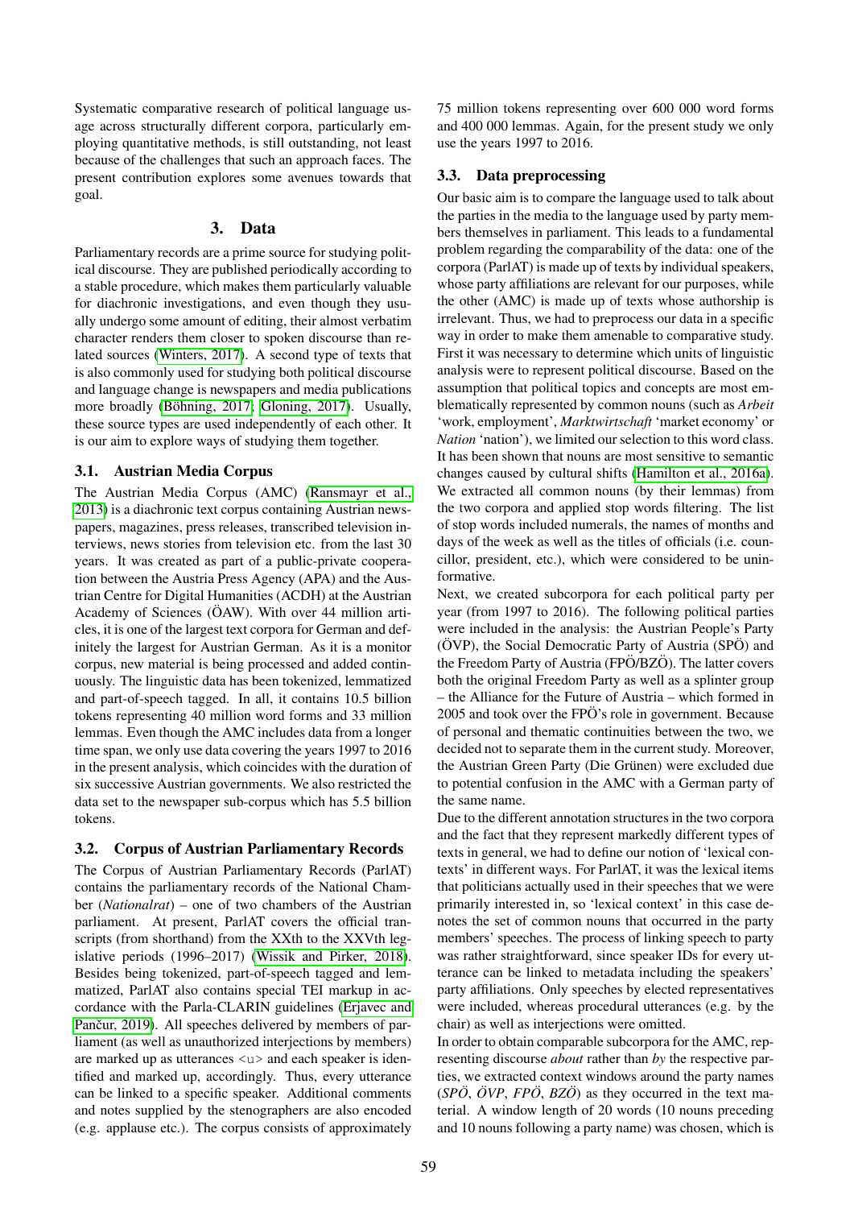Systematic comparative research of political language usage across structurally different corpora, particularly employing quantitative methods, is still outstanding, not least because of the challenges that such an approach faces. The present contribution explores some avenues towards that goal.

## 3. Data

Parliamentary records are a prime source for studying political discourse. They are published periodically according to a stable procedure, which makes them particularly valuable for diachronic investigations, and even though they usually undergo some amount of editing, their almost verbatim character renders them closer to spoken discourse than related sources (Winters, 2017). A second type of texts that is also commonly used for studying both political discourse and language change is newspapers and media publications more broadly (Böhning, 2017; Gloning, 2017). Usually, these source types are used independently of each other. It is our aim to explore ways of studying them together.

### 3.1. Austrian Media Corpus

The Austrian Media Corpus (AMC) (Ransmayr et al., 2013) is a diachronic text corpus containing Austrian newspapers, magazines, press releases, transcribed television interviews, news stories from television etc. from the last 30 years. It was created as part of a public-private cooperation between the Austria Press Agency (APA) and the Austrian Centre for Digital Humanities (ACDH) at the Austrian Academy of Sciences (ÖAW). With over 44 million articles, it is one of the largest text corpora for German and definitely the largest for Austrian German. As it is a monitor corpus, new material is being processed and added continuously. The linguistic data has been tokenized, lemmatized and part-of-speech tagged. In all, it contains 10.5 billion tokens representing 40 million word forms and 33 million lemmas. Even though the AMC includes data from a longer time span, we only use data covering the years 1997 to 2016 in the present analysis, which coincides with the duration of six successive Austrian governments. We also restricted the data set to the newspaper sub-corpus which has 5.5 billion tokens.

### 3.2. Corpus of Austrian Parliamentary Records

The Corpus of Austrian Parliamentary Records (ParlAT) contains the parliamentary records of the National Chamber (*Nationalrat*) – one of two chambers of the Austrian parliament. At present, ParlAT covers the official transcripts (from shorthand) from the XXth to the XXVth legislative periods (1996–2017) (Wissik and Pirker, 2018). Besides being tokenized, part-of-speech tagged and lemmatized, ParlAT also contains special TEI markup in accordance with the Parla-CLARIN guidelines (Erjavec and Pančur, 2019). All speeches delivered by members of parliament (as well as unauthorized interjections by members) are marked up as utterances <u> and each speaker is identified and marked up, accordingly. Thus, every utterance can be linked to a specific speaker. Additional comments and notes supplied by the stenographers are also encoded (e.g. applause etc.). The corpus consists of approximately 75 million tokens representing over 600 000 word forms and 400 000 lemmas. Again, for the present study we only use the years 1997 to 2016.

### 3.3. Data preprocessing

Our basic aim is to compare the language used to talk about the parties in the media to the language used by party members themselves in parliament. This leads to a fundamental problem regarding the comparability of the data: one of the corpora (ParlAT) is made up of texts by individual speakers, whose party affiliations are relevant for our purposes, while the other (AMC) is made up of texts whose authorship is irrelevant. Thus, we had to preprocess our data in a specific way in order to make them amenable to comparative study. First it was necessary to determine which units of linguistic analysis were to represent political discourse. Based on the assumption that political topics and concepts are most emblematically represented by common nouns (such as *Arbeit* 'work, employment', *Marktwirtschaft* 'market economy' or *Nation* 'nation'), we limited our selection to this word class. It has been shown that nouns are most sensitive to semantic changes caused by cultural shifts (Hamilton et al., 2016a). We extracted all common nouns (by their lemmas) from the two corpora and applied stop words filtering. The list of stop words included numerals, the names of months and days of the week as well as the titles of officials (i.e. councillor, president, etc.), which were considered to be uninformative.

Next, we created subcorpora for each political party per year (from 1997 to 2016). The following political parties were included in the analysis: the Austrian People's Party (ÖVP), the Social Democratic Party of Austria (SPÖ) and the Freedom Party of Austria (FPÖ/BZÖ). The latter covers both the original Freedom Party as well as a splinter group – the Alliance for the Future of Austria – which formed in 2005 and took over the FPÖ's role in government. Because of personal and thematic continuities between the two, we decided not to separate them in the current study. Moreover, the Austrian Green Party (Die Grünen) were excluded due to potential confusion in the AMC with a German party of the same name.

Due to the different annotation structures in the two corpora and the fact that they represent markedly different types of texts in general, we had to define our notion of 'lexical contexts' in different ways. For ParlAT, it was the lexical items that politicians actually used in their speeches that we were primarily interested in, so 'lexical context' in this case denotes the set of common nouns that occurred in the party members' speeches. The process of linking speech to party was rather straightforward, since speaker IDs for every utterance can be linked to metadata including the speakers' party affiliations. Only speeches by elected representatives were included, whereas procedural utterances (e.g. by the chair) as well as interjections were omitted.

In order to obtain comparable subcorpora for the AMC, representing discourse *about* rather than *by* the respective parties, we extracted context windows around the party names (*SPÖ*, *ÖVP*, *FPÖ*, *BZÖ*) as they occurred in the text material. A window length of 20 words (10 nouns preceding and 10 nouns following a party name) was chosen, which is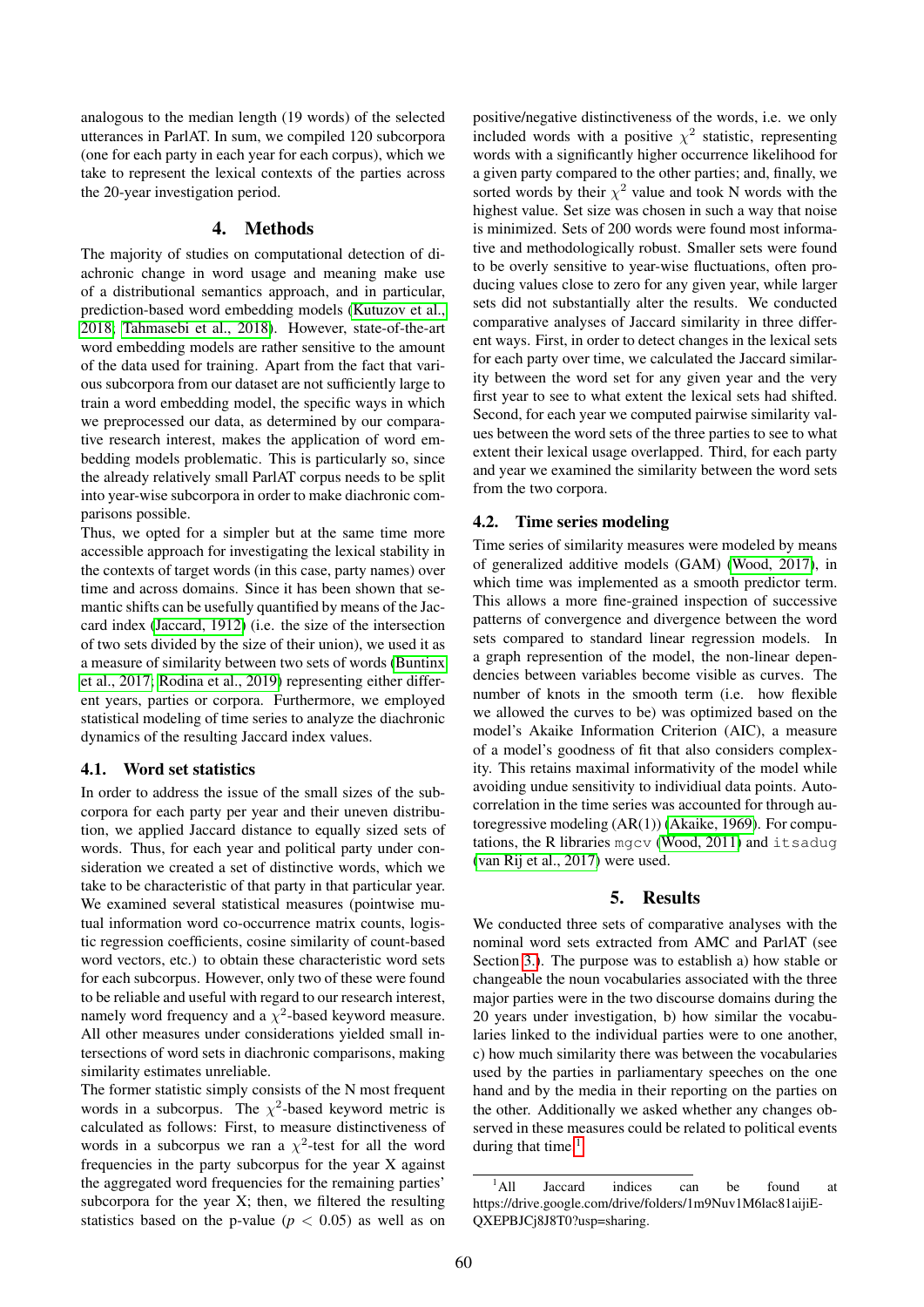analogous to the median length (19 words) of the selected utterances in ParlAT. In sum, we compiled 120 subcorpora (one for each party in each year for each corpus), which we take to represent the lexical contexts of the parties across the 20-year investigation period.

## 4. Methods

The majority of studies on computational detection of diachronic change in word usage and meaning make use of a distributional semantics approach, and in particular, prediction-based word embedding models (Kutuzov et al., 2018; Tahmasebi et al., 2018). However, state-of-the-art word embedding models are rather sensitive to the amount of the data used for training. Apart from the fact that various subcorpora from our dataset are not sufficiently large to train a word embedding model, the specific ways in which we preprocessed our data, as determined by our comparative research interest, makes the application of word embedding models problematic. This is particularly so, since the already relatively small ParlAT corpus needs to be split into year-wise subcorpora in order to make diachronic comparisons possible.

Thus, we opted for a simpler but at the same time more accessible approach for investigating the lexical stability in the contexts of target words (in this case, party names) over time and across domains. Since it has been shown that semantic shifts can be usefully quantified by means of the Jaccard index (Jaccard, 1912) (i.e. the size of the intersection of two sets divided by the size of their union), we used it as a measure of similarity between two sets of words (Buntinx et al., 2017; Rodina et al., 2019) representing either different years, parties or corpora. Furthermore, we employed statistical modeling of time series to analyze the diachronic dynamics of the resulting Jaccard index values.

### 4.1. Word set statistics

In order to address the issue of the small sizes of the subcorpora for each party per year and their uneven distribution, we applied Jaccard distance to equally sized sets of words. Thus, for each year and political party under consideration we created a set of distinctive words, which we take to be characteristic of that party in that particular year. We examined several statistical measures (pointwise mutual information word co-occurrence matrix counts, logistic regression coefficients, cosine similarity of count-based word vectors, etc.) to obtain these characteristic word sets for each subcorpus. However, only two of these were found to be reliable and useful with regard to our research interest, namely word frequency and a $\chi^2$-based keyword measure. All other measures under considerations yielded small intersections of word sets in diachronic comparisons, making similarity estimates unreliable.

The former statistic simply consists of the N most frequent words in a subcorpus. The $\chi^2$-based keyword metric is calculated as follows: First, to measure distinctiveness of words in a subcorpus we ran a $\chi^2$-test for all the word frequencies in the party subcorpus for the year X against the aggregated word frequencies for the remaining parties' subcorpora for the year X; then, we filtered the resulting statistics based on the p-value ($p < 0.05$) as well as on positive/negative distinctiveness of the words, i.e. we only included words with a positive $\chi^2$ statistic, representing words with a significantly higher occurrence likelihood for a given party compared to the other parties; and, finally, we sorted words by their $\chi^2$ value and took N words with the highest value. Set size was chosen in such a way that noise is minimized. Sets of 200 words were found most informative and methodologically robust. Smaller sets were found to be overly sensitive to year-wise fluctuations, often producing values close to zero for any given year, while larger sets did not substantially alter the results. We conducted comparative analyses of Jaccard similarity in three different ways. First, in order to detect changes in the lexical sets for each party over time, we calculated the Jaccard similarity between the word set for any given year and the very first year to see to what extent the lexical sets had shifted. Second, for each year we computed pairwise similarity values between the word sets of the three parties to see to what extent their lexical usage overlapped. Third, for each party and year we examined the similarity between the word sets from the two corpora.

### 4.2. Time series modeling

Time series of similarity measures were modeled by means of generalized additive models (GAM) (Wood, 2017), in which time was implemented as a smooth predictor term. This allows a more fine-grained inspection of successive patterns of convergence and divergence between the word sets compared to standard linear regression models. In a graph represention of the model, the non-linear dependencies between variables become visible as curves. The number of knots in the smooth term (i.e. how flexible we allowed the curves to be) was optimized based on the model's Akaike Information Criterion (AIC), a measure of a model's goodness of fit that also considers complexity. This retains maximal informativity of the model while avoiding undue sensitivity to individiual data points. Autocorrelation in the time series was accounted for through autoregressive modeling (AR(1)) (Akaike, 1969). For computations, the R libraries `mgcv` (Wood, 2011) and `itsadug` (van Rij et al., 2017) were used.

## 5. Results

We conducted three sets of comparative analyses with the nominal word sets extracted from AMC and ParlAT (see Section 3.). The purpose was to establish a) how stable or changeable the noun vocabularies associated with the three major parties were in the two discourse domains during the 20 years under investigation, b) how similar the vocabularies linked to the individual parties were to one another, c) how much similarity there was between the vocabularies used by the parties in parliamentary speeches on the one hand and by the media in their reporting on the parties on the other. Additionally we asked whether any changes observed in these measures could be related to political events during that time.[1]

[1] All Jaccard indices can be found at https://drive.google.com/drive/folders/1m9Nuv1M6lac81aijiE-QXEPBJCj8J8T0?usp=sharing.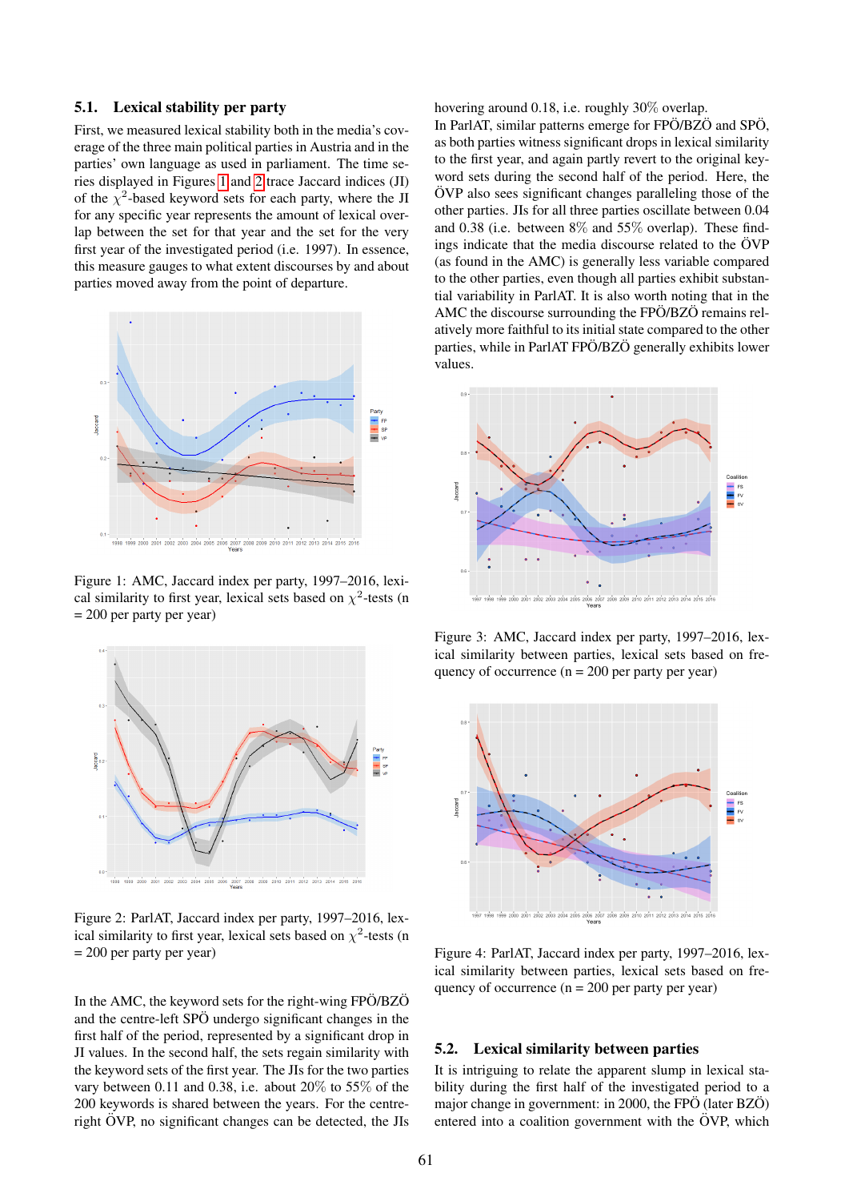### 5.1. Lexical stability per party

First, we measured lexical stability both in the media's coverage of the three main political parties in Austria and in the parties' own language as used in parliament. The time series displayed in Figures 1 and 2 trace Jaccard indices (JI) of the $\chi^2$-based keyword sets for each party, where the JI for any specific year represents the amount of lexical overlap between the set for that year and the set for the very first year of the investigated period (i.e. 1997). In essence, this measure gauges to what extent discourses by and about parties moved away from the point of departure.

Figure 1: AMC, Jaccard index per party, 1997–2016, lexical similarity to first year, lexical sets based on $\chi^2$-tests (n = 200 per party per year)

Figure 2: ParlAT, Jaccard index per party, 1997–2016, lexical similarity to first year, lexical sets based on $\chi^2$-tests (n = 200 per party per year)

In the AMC, the keyword sets for the right-wing FPÖ/BZÖ and the centre-left SPÖ undergo significant changes in the first half of the period, represented by a significant drop in JI values. In the second half, the sets regain similarity with the keyword sets of the first year. The JIs for the two parties vary between 0.11 and 0.38, i.e. about 20% to 55% of the 200 keywords is shared between the years. For the centre-right ÖVP, no significant changes can be detected, the JIs hovering around 0.18, i.e. roughly 30% overlap.

In ParlAT, similar patterns emerge for FPÖ/BZÖ and SPÖ, as both parties witness significant drops in lexical similarity to the first year, and again partly revert to the original keyword sets during the second half of the period. Here, the ÖVP also sees significant changes paralleling those of the other parties. JIs for all three parties oscillate between 0.04 and 0.38 (i.e. between 8% and 55% overlap). These findings indicate that the media discourse related to the ÖVP (as found in the AMC) is generally less variable compared to the other parties, even though all parties exhibit substantial variability in ParlAT. It is also worth noting that in the AMC the discourse surrounding the FPÖ/BZÖ remains relatively more faithful to its initial state compared to the other parties, while in ParlAT FPÖ/BZÖ generally exhibits lower values.

Figure 3: AMC, Jaccard index per party, 1997–2016, lexical similarity between parties, lexical sets based on frequency of occurrence (n = 200 per party per year)

Figure 4: ParlAT, Jaccard index per party, 1997–2016, lexical similarity between parties, lexical sets based on frequency of occurrence (n = 200 per party per year)

### 5.2. Lexical similarity between parties

It is intriguing to relate the apparent slump in lexical stability during the first half of the investigated period to a major change in government: in 2000, the FPÖ (later BZÖ) entered into a coalition government with the ÖVP, which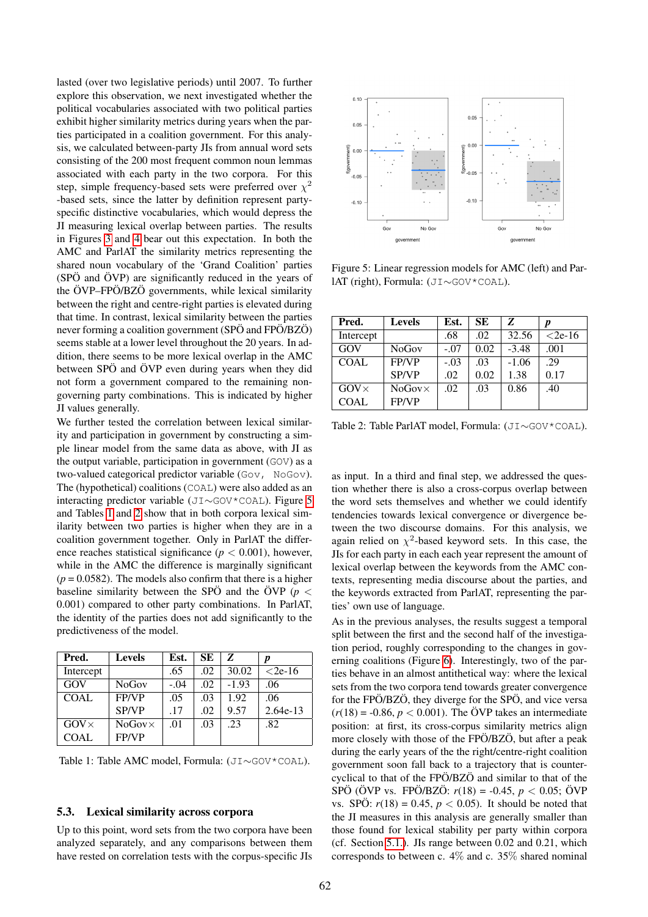lasted (over two legislative periods) until 2007. To further explore this observation, we next investigated whether the political vocabularies associated with two political parties exhibit higher similarity metrics during years when the parties participated in a coalition government. For this analysis, we calculated between-party JIs from annual word sets consisting of the 200 most frequent common noun lemmas associated with each party in the two corpora. For this step, simple frequency-based sets were preferred over $\chi^2$ -based sets, since the latter by definition represent party-specific distinctive vocabularies, which would depress the JI measuring lexical overlap between parties. The results in Figures 3 and 4 bear out this expectation. In both the AMC and ParlAT the similarity metrics representing the shared noun vocabulary of the 'Grand Coalition' parties (SPÖ and ÖVP) are significantly reduced in the years of the ÖVP–FPÖ/BZÖ governments, while lexical similarity between the right and centre-right parties is elevated during that time. In contrast, lexical similarity between the parties never forming a coalition government (SPÖ and FPÖ/BZÖ) seems stable at a lower level throughout the 20 years. In addition, there seems to be more lexical overlap in the AMC between SPÖ and ÖVP even during years when they did not form a government compared to the remaining non-governing party combinations. This is indicated by higher JI values generally.

We further tested the correlation between lexical similarity and participation in government by constructing a simple linear model from the same data as above, with JI as the output variable, participation in government (`GOV`) as a two-valued categorical predictor variable (`Gov, NoGov`). The (hypothetical) coalitions (`COAL`) were also added as an interacting predictor variable (`JI∼GOV*COAL`). Figure 5 and Tables 1 and 2 show that in both corpora lexical similarity between two parties is higher when they are in a coalition government together. Only in ParlAT the difference reaches statistical significance ($p < 0.001$), however, while in the AMC the difference is marginally significant ($p = 0.0582$). The models also confirm that there is a higher baseline similarity between the SPÖ and the ÖVP ($p < 0.001$) compared to other party combinations. In ParlAT, the identity of the parties does not add significantly to the predictiveness of the model.

| Pred. | Levels | Est. | SE | Z | p |
|---|---|---|---|---|---|
| Intercept | | .65 | .02 | 30.02 | <2e-16 |
| GOV | NoGov | -.04 | .02 | -1.93 | .06 |
| COAL | FP/VP | .05 | .03 | 1.92 | .06 |
| | SP/VP | .17 | .02 | 9.57 | 2.64e-13 |
| GOV× COAL | NoGov× FP/VP | .01 | .03 | .23 | .82 |

Table 1: Table AMC model, Formula: (`JI∼GOV*COAL`).

Figure 5: Linear regression models for AMC (left) and ParlAT (right), Formula: (`JI∼GOV*COAL`).

| Pred. | Levels | Est. | SE | Z | p |
|---|---|---|---|---|---|
| Intercept | | .68 | .02 | 32.56 | <2e-16 |
| GOV | NoGov | -.07 | 0.02 | -3.48 | .001 |
| COAL | FP/VP | -.03 | .03 | -1.06 | .29 |
| | SP/VP | .02 | 0.02 | 1.38 | 0.17 |
| GOV× COAL | NoGov× FP/VP | .02 | .03 | 0.86 | .40 |

Table 2: Table ParlAT model, Formula: (`JI∼GOV*COAL`).

## 5.3. Lexical similarity across corpora

Up to this point, word sets from the two corpora have been analyzed separately, and any comparisons between them have rested on correlation tests with the corpus-specific JIs as input. In a third and final step, we addressed the question whether there is also a cross-corpus overlap between the word sets themselves and whether we could identify tendencies towards lexical convergence or divergence between the two discourse domains. For this analysis, we again relied on $\chi^2$-based keyword sets. In this case, the JIs for each party in each each year represent the amount of lexical overlap between the keywords from the AMC contexts, representing media discourse about the parties, and the keywords extracted from ParlAT, representing the parties' own use of language.

As in the previous analyses, the results suggest a temporal split between the first and the second half of the investigation period, roughly corresponding to the changes in governing coalitions (Figure 6). Interestingly, two of the parties behave in an almost antithetical way: where the lexical sets from the two corpora tend towards greater convergence for the FPÖ/BZÖ, they diverge for the SPÖ, and vice versa ($r(18) = -0.86$, $p < 0.001$). The ÖVP takes an intermediate position: at first, its cross-corpus similarity metrics align more closely with those of the FPÖ/BZÖ, but after a peak during the early years of the the right/centre-right coalition government soon fall back to a trajectory that is counter-cyclical to that of the FPÖ/BZÖ and similar to that of the SPÖ (ÖVP vs. FPÖ/BZÖ: $r(18) = -0.45$, $p < 0.05$; ÖVP vs. SPÖ: $r(18) = 0.45$, $p < 0.05$). It should be noted that the JI measures in this analysis are generally smaller than those found for lexical stability per party within corpora (cf. Section 5.1.). JIs range between 0.02 and 0.21, which corresponds to between c. 4% and c. 35% shared nominal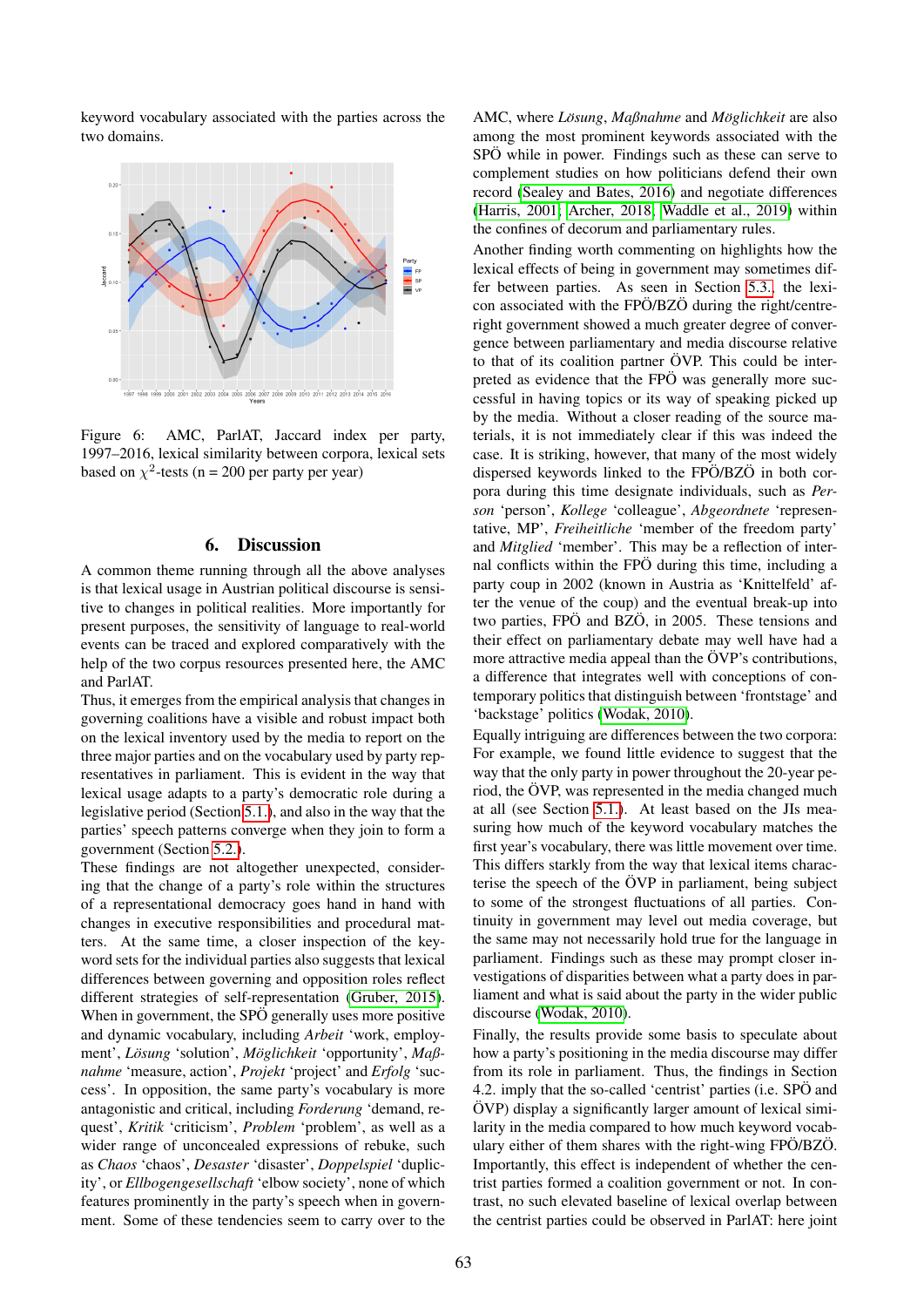keyword vocabulary associated with the parties across the two domains.

Figure 6: AMC, ParlAT, Jaccard index per party, 1997–2016, lexical similarity between corpora, lexical sets based on $\chi^2$-tests (n = 200 per party per year)

## 6. Discussion

A common theme running through all the above analyses is that lexical usage in Austrian political discourse is sensitive to changes in political realities. More importantly for present purposes, the sensitivity of language to real-world events can be traced and explored comparatively with the help of the two corpus resources presented here, the AMC and ParlAT.

Thus, it emerges from the empirical analysis that changes in governing coalitions have a visible and robust impact both on the lexical inventory used by the media to report on the three major parties and on the vocabulary used by party representatives in parliament. This is evident in the way that lexical usage adapts to a party's democratic role during a legislative period (Section 5.1.), and also in the way that the parties' speech patterns converge when they join to form a government (Section 5.2.).

These findings are not altogether unexpected, considering that the change of a party's role within the structures of a representational democracy goes hand in hand with changes in executive responsibilities and procedural matters. At the same time, a closer inspection of the keyword sets for the individual parties also suggests that lexical differences between governing and opposition roles reflect different strategies of self-representation (Gruber, 2015). When in government, the SPÖ generally uses more positive and dynamic vocabulary, including *Arbeit* 'work, employment', *Lösung* 'solution', *Möglichkeit* 'opportunity', *Maßnahme* 'measure, action', *Projekt* 'project' and *Erfolg* 'success'. In opposition, the same party's vocabulary is more antagonistic and critical, including *Forderung* 'demand, request', *Kritik* 'criticism', *Problem* 'problem', as well as a wider range of unconcealed expressions of rebuke, such as *Chaos* 'chaos', *Desaster* 'disaster', *Doppelspiel* 'duplicity', or *Ellbogengesellschaft* 'elbow society', none of which features prominently in the party's speech when in government. Some of these tendencies seem to carry over to the AMC, where *Lösung*, *Maßnahme* and *Möglichkeit* are also among the most prominent keywords associated with the SPÖ while in power. Findings such as these can serve to complement studies on how politicians defend their own record (Sealey and Bates, 2016) and negotiate differences (Harris, 2001; Archer, 2018; Waddle et al., 2019) within the confines of decorum and parliamentary rules.

Another finding worth commenting on highlights how the lexical effects of being in government may sometimes differ between parties. As seen in Section 5.3., the lexicon associated with the FPÖ/BZÖ during the right/centre-right government showed a much greater degree of convergence between parliamentary and media discourse relative to that of its coalition partner ÖVP. This could be interpreted as evidence that the FPÖ was generally more successful in having topics or its way of speaking picked up by the media. Without a closer reading of the source materials, it is not immediately clear if this was indeed the case. It is striking, however, that many of the most widely dispersed keywords linked to the FPÖ/BZÖ in both corpora during this time designate individuals, such as *Person* 'person', *Kollege* 'colleague', *Abgeordnete* 'representative, MP', *Freiheitliche* 'member of the freedom party' and *Mitglied* 'member'. This may be a reflection of internal conflicts within the FPÖ during this time, including a party coup in 2002 (known in Austria as 'Knittelfeld' after the venue of the coup) and the eventual break-up into two parties, FPÖ and BZÖ, in 2005. These tensions and their effect on parliamentary debate may well have had a more attractive media appeal than the ÖVP's contributions, a difference that integrates well with conceptions of contemporary politics that distinguish between 'frontstage' and 'backstage' politics (Wodak, 2010).

Equally intriguing are differences between the two corpora: For example, we found little evidence to suggest that the way that the only party in power throughout the 20-year period, the ÖVP, was represented in the media changed much at all (see Section 5.1.). At least based on the JIs measuring how much of the keyword vocabulary matches the first year's vocabulary, there was little movement over time. This differs starkly from the way that lexical items characterise the speech of the ÖVP in parliament, being subject to some of the strongest fluctuations of all parties. Continuity in government may level out media coverage, but the same may not necessarily hold true for the language in parliament. Findings such as these may prompt closer investigations of disparities between what a party does in parliament and what is said about the party in the wider public discourse (Wodak, 2010).

Finally, the results provide some basis to speculate about how a party's positioning in the media discourse may differ from its role in parliament. Thus, the findings in Section 4.2. imply that the so-called 'centrist' parties (i.e. SPÖ and ÖVP) display a significantly larger amount of lexical similarity in the media compared to how much keyword vocabulary either of them shares with the right-wing FPÖ/BZÖ. Importantly, this effect is independent of whether the centrist parties formed a coalition government or not. In contrast, no such elevated baseline of lexical overlap between the centrist parties could be observed in ParlAT: here joint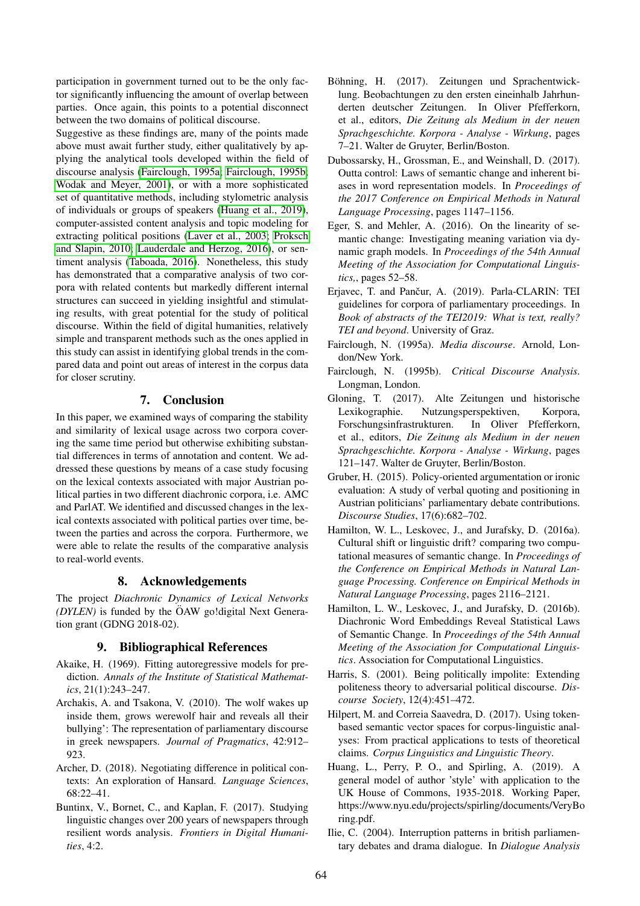participation in government turned out to be the only factor significantly influencing the amount of overlap between parties. Once again, this points to a potential disconnect between the two domains of political discourse.

Suggestive as these findings are, many of the points made above must await further study, either qualitatively by applying the analytical tools developed within the field of discourse analysis (Fairclough, 1995a; Fairclough, 1995b; Wodak and Meyer, 2001), or with a more sophisticated set of quantitative methods, including stylometric analysis of individuals or groups of speakers (Huang et al., 2019), computer-assisted content analysis and topic modeling for extracting political positions (Laver et al., 2003; Proksch and Slapin, 2010; Lauderdale and Herzog, 2016), or sentiment analysis (Taboada, 2016). Nonetheless, this study has demonstrated that a comparative analysis of two corpora with related contents but markedly different internal structures can succeed in yielding insightful and stimulating results, with great potential for the study of political discourse. Within the field of digital humanities, relatively simple and transparent methods such as the ones applied in this study can assist in identifying global trends in the compared data and point out areas of interest in the corpus data for closer scrutiny.

## 7. Conclusion

In this paper, we examined ways of comparing the stability and similarity of lexical usage across two corpora covering the same time period but otherwise exhibiting substantial differences in terms of annotation and content. We addressed these questions by means of a case study focusing on the lexical contexts associated with major Austrian political parties in two different diachronic corpora, i.e. AMC and ParlAT. We identified and discussed changes in the lexical contexts associated with political parties over time, between the parties and across the corpora. Furthermore, we were able to relate the results of the comparative analysis to real-world events.

## 8. Acknowledgements

The project *Diachronic Dynamics of Lexical Networks (DYLEN)* is funded by the ÖAW go!digital Next Generation grant (GDNG 2018-02).

## 9. Bibliographical References

Akaike, H. (1969). Fitting autoregressive models for prediction. *Annals of the Institute of Statistical Mathematics*, 21(1):243–247.

Archakis, A. and Tsakona, V. (2010). The wolf wakes up inside them, grows werewolf hair and reveals all their bullying': The representation of parliamentary discourse in greek newspapers. *Journal of Pragmatics*, 42:912–923.

Archer, D. (2018). Negotiating difference in political contexts: An exploration of Hansard. *Language Sciences*, 68:22–41.

Buntinx, V., Bornet, C., and Kaplan, F. (2017). Studying linguistic changes over 200 years of newspapers through resilient words analysis. *Frontiers in Digital Humanities*, 4:2.

Böhning, H. (2017). Zeitungen und Sprachentwicklung. Beobachtungen zu den ersten eineinhalb Jahrhunderten deutscher Zeitungen. In Oliver Pfefferkorn, et al., editors, *Die Zeitung als Medium in der neuen Sprachgeschichte. Korpora - Analyse - Wirkung*, pages 7–21. Walter de Gruyter, Berlin/Boston.

Dubossarsky, H., Grossman, E., and Weinshall, D. (2017). Outta control: Laws of semantic change and inherent biases in word representation models. In *Proceedings of the 2017 Conference on Empirical Methods in Natural Language Processing*, pages 1147–1156.

Eger, S. and Mehler, A. (2016). On the linearity of semantic change: Investigating meaning variation via dynamic graph models. In *Proceedings of the 54th Annual Meeting of the Association for Computational Linguistics,*, pages 52–58.

Erjavec, T. and Pančur, A. (2019). Parla-CLARIN: TEI guidelines for corpora of parliamentary proceedings. In *Book of abstracts of the TEI2019: What is text, really? TEI and beyond*. University of Graz.

Fairclough, N. (1995a). *Media discourse*. Arnold, London/New York.

Fairclough, N. (1995b). *Critical Discourse Analysis*. Longman, London.

Gloning, T. (2017). Alte Zeitungen und historische Lexikographie. Nutzungsperspektiven, Korpora, Forschungsinfrastrukturen. In Oliver Pfefferkorn, et al., editors, *Die Zeitung als Medium in der neuen Sprachgeschichte. Korpora - Analyse - Wirkung*, pages 121–147. Walter de Gruyter, Berlin/Boston.

Gruber, H. (2015). Policy-oriented argumentation or ironic evaluation: A study of verbal quoting and positioning in Austrian politicians' parliamentary debate contributions. *Discourse Studies*, 17(6):682–702.

Hamilton, W. L., Leskovec, J., and Jurafsky, D. (2016a). Cultural shift or linguistic drift? comparing two computational measures of semantic change. In *Proceedings of the Conference on Empirical Methods in Natural Language Processing. Conference on Empirical Methods in Natural Language Processing*, pages 2116–2121.

Hamilton, L. W., Leskovec, J., and Jurafsky, D. (2016b). Diachronic Word Embeddings Reveal Statistical Laws of Semantic Change. In *Proceedings of the 54th Annual Meeting of the Association for Computational Linguistics*. Association for Computational Linguistics.

Harris, S. (2001). Being politically impolite: Extending politeness theory to adversarial political discourse. *Discourse Society*, 12(4):451–472.

Hilpert, M. and Correia Saavedra, D. (2017). Using token-based semantic vector spaces for corpus-linguistic analyses: From practical applications to tests of theoretical claims. *Corpus Linguistics and Linguistic Theory*.

Huang, L., Perry, P. O., and Spirling, A. (2019). A general model of author 'style' with application to the UK House of Commons, 1935-2018. Working Paper, https://www.nyu.edu/projects/spirling/documents/VeryBoring.pdf.

Ilie, C. (2004). Interruption patterns in british parliamentary debates and drama dialogue. In *Dialogue Analysis*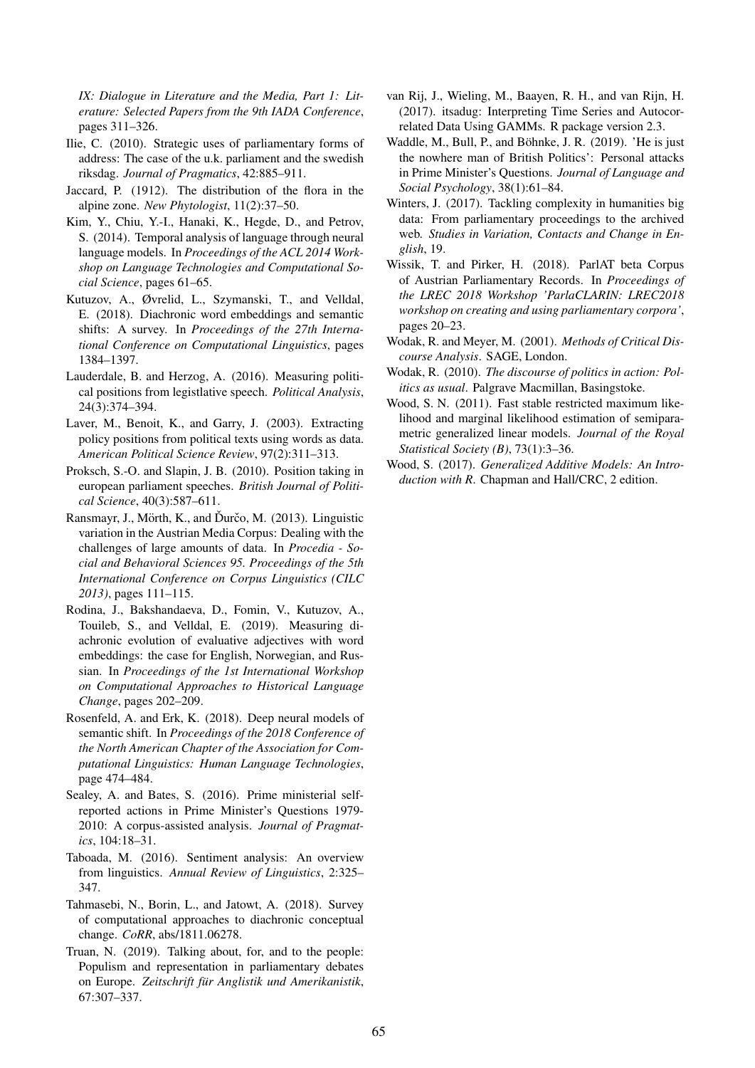*IX: Dialogue in Literature and the Media, Part 1: Literature: Selected Papers from the 9th IADA Conference*, pages 311–326.

Ilie, C. (2010). Strategic uses of parliamentary forms of address: The case of the u.k. parliament and the swedish riksdag. *Journal of Pragmatics*, 42:885–911.

Jaccard, P. (1912). The distribution of the flora in the alpine zone. *New Phytologist*, 11(2):37–50.

Kim, Y., Chiu, Y.-I., Hanaki, K., Hegde, D., and Petrov, S. (2014). Temporal analysis of language through neural language models. In *Proceedings of the ACL 2014 Workshop on Language Technologies and Computational Social Science*, pages 61–65.

Kutuzov, A., Øvrelid, L., Szymanski, T., and Velldal, E. (2018). Diachronic word embeddings and semantic shifts: A survey. In *Proceedings of the 27th International Conference on Computational Linguistics*, pages 1384–1397.

Lauderdale, B. and Herzog, A. (2016). Measuring political positions from legistlative speech. *Political Analysis*, 24(3):374–394.

Laver, M., Benoit, K., and Garry, J. (2003). Extracting policy positions from political texts using words as data. *American Political Science Review*, 97(2):311–313.

Proksch, S.-O. and Slapin, J. B. (2010). Position taking in european parliament speeches. *British Journal of Political Science*, 40(3):587–611.

Ransmayr, J., Mörth, K., and Ďurčo, M. (2013). Linguistic variation in the Austrian Media Corpus: Dealing with the challenges of large amounts of data. In *Procedia - Social and Behavioral Sciences 95. Proceedings of the 5th International Conference on Corpus Linguistics (CILC 2013)*, pages 111–115.

Rodina, J., Bakshandaeva, D., Fomin, V., Kutuzov, A., Touileb, S., and Velldal, E. (2019). Measuring diachronic evolution of evaluative adjectives with word embeddings: the case for English, Norwegian, and Russian. In *Proceedings of the 1st International Workshop on Computational Approaches to Historical Language Change*, pages 202–209.

Rosenfeld, A. and Erk, K. (2018). Deep neural models of semantic shift. In *Proceedings of the 2018 Conference of the North American Chapter of the Association for Computational Linguistics: Human Language Technologies*, page 474–484.

Sealey, A. and Bates, S. (2016). Prime ministerial self-reported actions in Prime Minister's Questions 1979-2010: A corpus-assisted analysis. *Journal of Pragmatics*, 104:18–31.

Taboada, M. (2016). Sentiment analysis: An overview from linguistics. *Annual Review of Linguistics*, 2:325–347.

Tahmasebi, N., Borin, L., and Jatowt, A. (2018). Survey of computational approaches to diachronic conceptual change. *CoRR*, abs/1811.06278.

Truan, N. (2019). Talking about, for, and to the people: Populism and representation in parliamentary debates on Europe. *Zeitschrift für Anglistik und Amerikanistik*, 67:307–337.

van Rij, J., Wieling, M., Baayen, R. H., and van Rijn, H. (2017). itsadug: Interpreting Time Series and Autocorrelated Data Using GAMMs. R package version 2.3.

Waddle, M., Bull, P., and Böhnke, J. R. (2019). 'He is just the nowhere man of British Politics': Personal attacks in Prime Minister's Questions. *Journal of Language and Social Psychology*, 38(1):61–84.

Winters, J. (2017). Tackling complexity in humanities big data: From parliamentary proceedings to the archived web. *Studies in Variation, Contacts and Change in English*, 19.

Wissik, T. and Pirker, H. (2018). ParlAT beta Corpus of Austrian Parliamentary Records. In *Proceedings of the LREC 2018 Workshop 'ParlaCLARIN: LREC2018 workshop on creating and using parliamentary corpora'*, pages 20–23.

Wodak, R. and Meyer, M. (2001). *Methods of Critical Discourse Analysis*. SAGE, London.

Wodak, R. (2010). *The discourse of politics in action: Politics as usual*. Palgrave Macmillan, Basingstoke.

Wood, S. N. (2011). Fast stable restricted maximum likelihood and marginal likelihood estimation of semiparametric generalized linear models. *Journal of the Royal Statistical Society (B)*, 73(1):3–36.

Wood, S. (2017). *Generalized Additive Models: An Introduction with R*. Chapman and Hall/CRC, 2 edition.